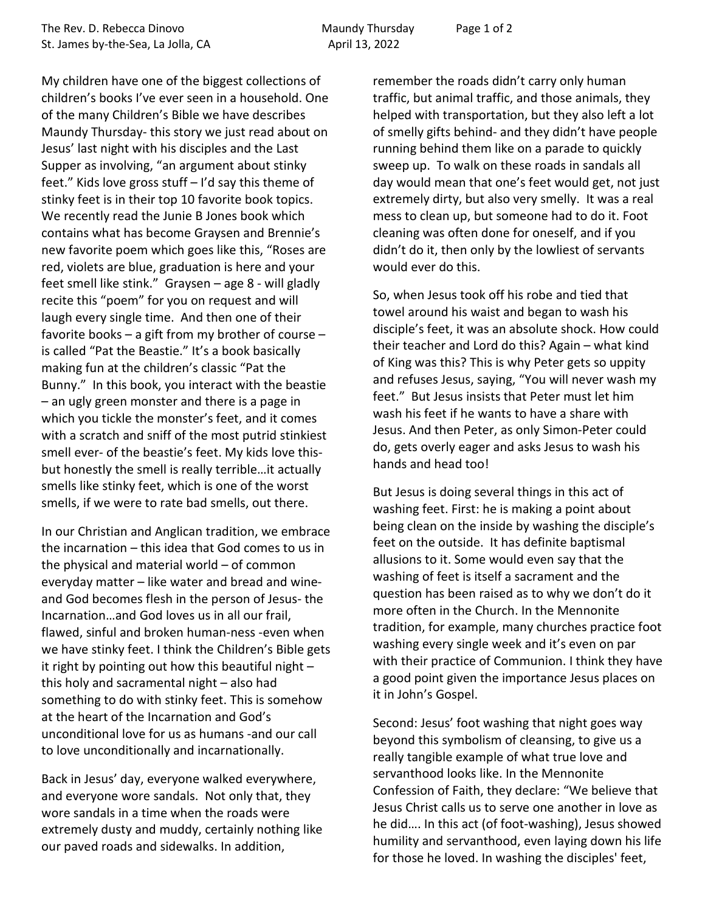My children have one of the biggest collections of children's books I've ever seen in a household. One of the many Children's Bible we have describes Maundy Thursday- this story we just read about on Jesus' last night with his disciples and the Last Supper as involving, "an argument about stinky feet." Kids love gross stuff – I'd say this theme of stinky feet is in their top 10 favorite book topics. We recently read the Junie B Jones book which contains what has become Graysen and Brennie's new favorite poem which goes like this, "Roses are red, violets are blue, graduation is here and your feet smell like stink." Graysen – age 8 - will gladly recite this "poem" for you on request and will laugh every single time. And then one of their favorite books – a gift from my brother of course – is called "Pat the Beastie." It's a book basically making fun at the children's classic "Pat the Bunny." In this book, you interact with the beastie – an ugly green monster and there is a page in which you tickle the monster's feet, and it comes with a scratch and sniff of the most putrid stinkiest smell ever- of the beastie's feet. My kids love this- but honestly the smell is really terrible…it actually smells like stinky feet, which is one of the worst smells, if we were to rate bad smells, out there.

In our Christian and Anglican tradition, we embrace the incarnation – this idea that God comes to us in the physical and material world – of common everyday matter – like water and bread and wine- and God becomes flesh in the person of Jesus- the Incarnation…and God loves us in all our frail, flawed, sinful and broken human-ness -even when we have stinky feet. I think the Children's Bible gets it right by pointing out how this beautiful night – this holy and sacramental night – also had something to do with stinky feet. This is somehow at the heart of the Incarnation and God's unconditional love for us as humans -and our call to love unconditionally and incarnationally.

Back in Jesus' day, everyone walked everywhere, and everyone wore sandals. Not only that, they wore sandals in a time when the roads were extremely dusty and muddy, certainly nothing like our paved roads and sidewalks. In addition, remember the roads didn't carry only human traffic, but animal traffic, and those animals, they helped with transportation, but they also left a lot of smelly gifts behind- and they didn't have people running behind them like on a parade to quickly sweep up. To walk on these roads in sandals all day would mean that one's feet would get, not just extremely dirty, but also very smelly. It was a real mess to clean up, but someone had to do it. Foot cleaning was often done for oneself, and if you didn't do it, then only by the lowliest of servants would ever do this.

So, when Jesus took off his robe and tied that towel around his waist and began to wash his disciple's feet, it was an absolute shock. How could their teacher and Lord do this? Again – what kind of King was this? This is why Peter gets so uppity and refuses Jesus, saying, "You will never wash my feet." But Jesus insists that Peter must let him wash his feet if he wants to have a share with Jesus. And then Peter, as only Simon-Peter could do, gets overly eager and asks Jesus to wash his hands and head too!

But Jesus is doing several things in this act of washing feet. First: he is making a point about being clean on the inside by washing the disciple's feet on the outside. It has definite baptismal allusions to it. Some would even say that the washing of feet is itself a sacrament and the question has been raised as to why we don't do it more often in the Church. In the Mennonite tradition, for example, many churches practice foot washing every single week and it's even on par with their practice of Communion. I think they have a good point given the importance Jesus places on it in John's Gospel.

Second: Jesus' foot washing that night goes way beyond this symbolism of cleansing, to give us a really tangible example of what true love and servanthood looks like. In the Mennonite Confession of Faith, they declare: "We believe that Jesus Christ calls us to serve one another in love as he did…. In this act (of foot-washing), Jesus showed humility and servanthood, even laying down his life for those he loved. In washing the disciples' feet,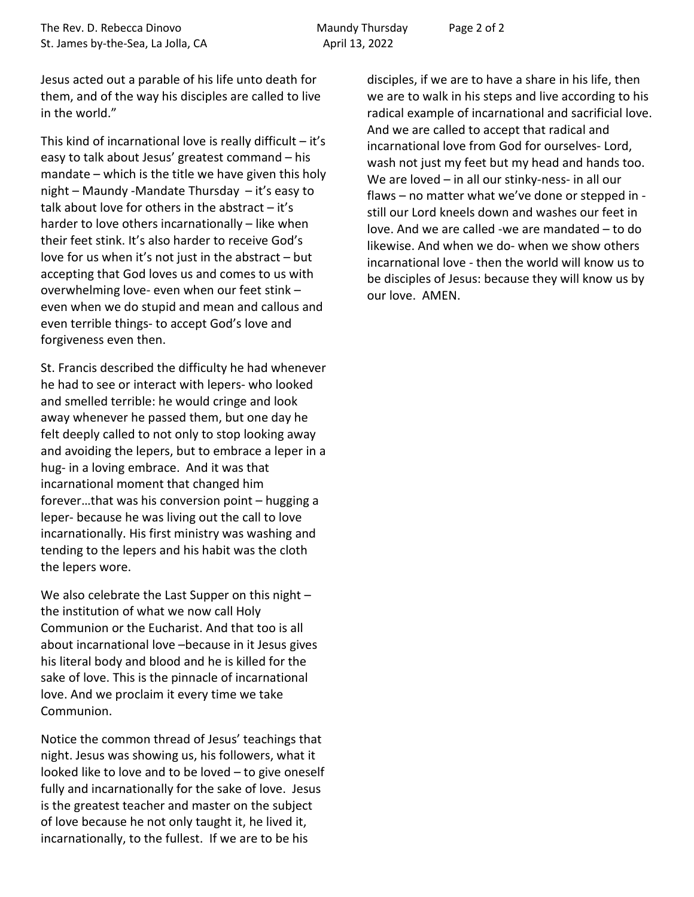Jesus acted out a parable of his life unto death for them, and of the way his disciples are called to live in the world."

This kind of incarnational love is really difficult – it's easy to talk about Jesus' greatest command – his mandate – which is the title we have given this holy night – Maundy -Mandate Thursday – it's easy to talk about love for others in the abstract – it's harder to love others incarnationally – like when their feet stink. It's also harder to receive God's love for us when it's not just in the abstract – but accepting that God loves us and comes to us with overwhelming love- even when our feet stink – even when we do stupid and mean and callous and even terrible things- to accept God's love and forgiveness even then.

St. Francis described the difficulty he had whenever he had to see or interact with lepers- who looked and smelled terrible: he would cringe and look away whenever he passed them, but one day he felt deeply called to not only to stop looking away and avoiding the lepers, but to embrace a leper in a hug- in a loving embrace. And it was that incarnational moment that changed him forever…that was his conversion point – hugging a leper- because he was living out the call to love incarnationally. His first ministry was washing and tending to the lepers and his habit was the cloth the lepers wore.

We also celebrate the Last Supper on this night – the institution of what we now call Holy Communion or the Eucharist. And that too is all about incarnational love –because in it Jesus gives his literal body and blood and he is killed for the sake of love. This is the pinnacle of incarnational love. And we proclaim it every time we take Communion.

Notice the common thread of Jesus' teachings that night. Jesus was showing us, his followers, what it looked like to love and to be loved – to give oneself fully and incarnationally for the sake of love. Jesus is the greatest teacher and master on the subject of love because he not only taught it, he lived it, incarnationally, to the fullest. If we are to be his disciples, if we are to have a share in his life, then we are to walk in his steps and live according to his radical example of incarnational and sacrificial love. And we are called to accept that radical and incarnational love from God for ourselves- Lord, wash not just my feet but my head and hands too. We are loved – in all our stinky-ness- in all our flaws – no matter what we've done or stepped in - still our Lord kneels down and washes our feet in love. And we are called -we are mandated – to do likewise. And when we do- when we show others incarnational love - then the world will know us to be disciples of Jesus: because they will know us by our love. AMEN.